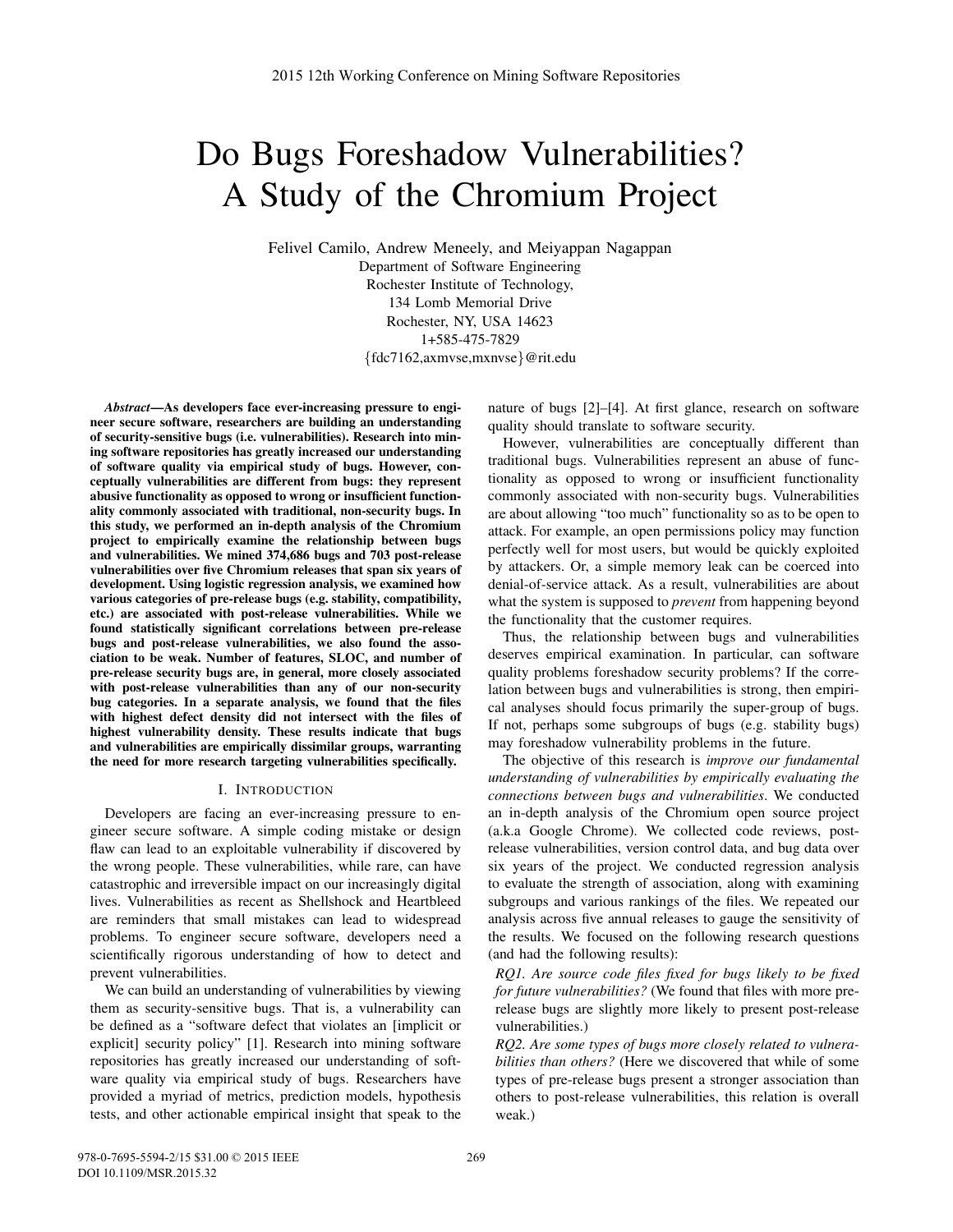# Do Bugs Foreshadow Vulnerabilities? A Study of the Chromium Project

Felivel Camilo, Andrew Meneely, and Meiyappan Nagappan
Department of Software Engineering
Rochester Institute of Technology,
134 Lomb Memorial Drive
Rochester, NY, USA 14623
1+585-475-7829
{fdc7162,axmvse,mxnvse}@rit.edu

***Abstract*—As developers face ever-increasing pressure to engineer secure software, researchers are building an understanding of security-sensitive bugs (i.e. vulnerabilities). Research into mining software repositories has greatly increased our understanding of software quality via empirical study of bugs. However, conceptually vulnerabilities are different from bugs: they represent abusive functionality as opposed to wrong or insufficient functionality commonly associated with traditional, non-security bugs. In this study, we performed an in-depth analysis of the Chromium project to empirically examine the relationship between bugs and vulnerabilities. We mined 374,686 bugs and 703 post-release vulnerabilities over five Chromium releases that span six years of development. Using logistic regression analysis, we examined how various categories of pre-release bugs (e.g. stability, compatibility, etc.) are associated with post-release vulnerabilities. While we found statistically significant correlations between pre-release bugs and post-release vulnerabilities, we also found the association to be weak. Number of features, SLOC, and number of pre-release security bugs are, in general, more closely associated with post-release vulnerabilities than any of our non-security bug categories. In a separate analysis, we found that the files with highest defect density did not intersect with the files of highest vulnerability density. These results indicate that bugs and vulnerabilities are empirically dissimilar groups, warranting the need for more research targeting vulnerabilities specifically.**

## I. Introduction

Developers are facing an ever-increasing pressure to engineer secure software. A simple coding mistake or design flaw can lead to an exploitable vulnerability if discovered by the wrong people. These vulnerabilities, while rare, can have catastrophic and irreversible impact on our increasingly digital lives. Vulnerabilities as recent as Shellshock and Heartbleed are reminders that small mistakes can lead to widespread problems. To engineer secure software, developers need a scientifically rigorous understanding of how to detect and prevent vulnerabilities.

We can build an understanding of vulnerabilities by viewing them as security-sensitive bugs. That is, a vulnerability can be defined as a "software defect that violates an [implicit or explicit] security policy" [1]. Research into mining software repositories has greatly increased our understanding of software quality via empirical study of bugs. Researchers have provided a myriad of metrics, prediction models, hypothesis tests, and other actionable empirical insight that speak to the nature of bugs [2]–[4]. At first glance, research on software quality should translate to software security.

However, vulnerabilities are conceptually different than traditional bugs. Vulnerabilities represent an abuse of functionality as opposed to wrong or insufficient functionality commonly associated with non-security bugs. Vulnerabilities are about allowing "too much" functionality so as to be open to attack. For example, an open permissions policy may function perfectly well for most users, but would be quickly exploited by attackers. Or, a simple memory leak can be coerced into denial-of-service attack. As a result, vulnerabilities are about what the system is supposed to *prevent* from happening beyond the functionality that the customer requires.

Thus, the relationship between bugs and vulnerabilities deserves empirical examination. In particular, can software quality problems foreshadow security problems? If the correlation between bugs and vulnerabilities is strong, then empirical analyses should focus primarily the super-group of bugs. If not, perhaps some subgroups of bugs (e.g. stability bugs) may foreshadow vulnerability problems in the future.

The objective of this research is *improve our fundamental understanding of vulnerabilities by empirically evaluating the connections between bugs and vulnerabilities*. We conducted an in-depth analysis of the Chromium open source project (a.k.a Google Chrome). We collected code reviews, post-release vulnerabilities, version control data, and bug data over six years of the project. We conducted regression analysis to evaluate the strength of association, along with examining subgroups and various rankings of the files. We repeated our analysis across five annual releases to gauge the sensitivity of the results. We focused on the following research questions (and had the following results):

*RQ1. Are source code files fixed for bugs likely to be fixed for future vulnerabilities?* (We found that files with more pre-release bugs are slightly more likely to present post-release vulnerabilities.)

*RQ2. Are some types of bugs more closely related to vulnerabilities than others?* (Here we discovered that while of some types of pre-release bugs present a stronger association than others to post-release vulnerabilities, this relation is overall weak.)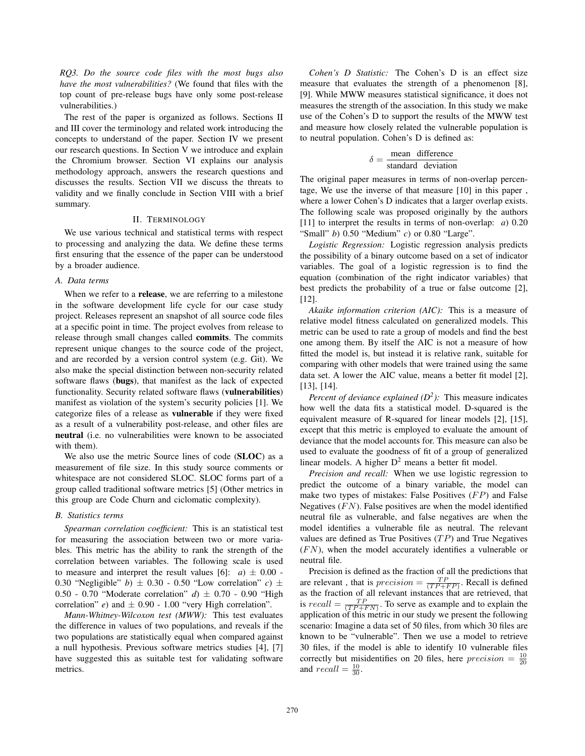*RQ3. Do the source code files with the most bugs also have the most vulnerabilities?* (We found that files with the top count of pre-release bugs have only some post-release vulnerabilities.)

The rest of the paper is organized as follows. Sections II and III cover the terminology and related work introducing the concepts to understand of the paper. Section IV we present our research questions. In Section V we introduce and explain the Chromium browser. Section VI explains our analysis methodology approach, answers the research questions and discusses the results. Section VII we discuss the threats to validity and we finally conclude in Section VIII with a brief summary.

## II. Terminology

We use various technical and statistical terms with respect to processing and analyzing the data. We define these terms first ensuring that the essence of the paper can be understood by a broader audience.

### A. Data terms

When we refer to a **release**, we are referring to a milestone in the software development life cycle for our case study project. Releases represent an snapshot of all source code files at a specific point in time. The project evolves from release to release through small changes called **commits**. The commits represent unique changes to the source code of the project, and are recorded by a version control system (e.g. Git). We also make the special distinction between non-security related software flaws (**bugs**), that manifest as the lack of expected functionality. Security related software flaws (**vulnerabilities**) manifest as violation of the system's security policies [1]. We categorize files of a release as **vulnerable** if they were fixed as a result of a vulnerability post-release, and other files are **neutral** (i.e. no vulnerabilities were known to be associated with them).

We also use the metric Source lines of code (**SLOC**) as a measurement of file size. In this study source comments or whitespace are not considered SLOC. SLOC forms part of a group called traditional software metrics [5] (Other metrics in this group are Code Churn and ciclomatic complexity).

### B. Statistics terms

*Spearman correlation coefficient:* This is an statistical test for measuring the association between two or more variables. This metric has the ability to rank the strength of the correlation between variables. The following scale is used to measure and interpret the result values [6]: *a*) ± 0.00 - 0.30 "Negligible" *b*) ± 0.30 - 0.50 "Low correlation" *c*) ± 0.50 - 0.70 "Moderate correlation" *d*) ± 0.70 - 0.90 "High correlation" *e*) and ± 0.90 - 1.00 "very High correlation".

*Mann-Whitney-Wilcoxon test (MWW):* This test evaluates the difference in values of two populations, and reveals if the two populations are statistically equal when compared against a null hypothesis. Previous software metrics studies [4], [7] have suggested this as suitable test for validating software metrics.

*Cohen's D Statistic:* The Cohen's D is an effect size measure that evaluates the strength of a phenomenon [8], [9]. While MWW measures statistical significance, it does not measures the strength of the association. In this study we make use of the Cohen's D to support the results of the MWW test and measure how closely related the vulnerable population is to neutral population. Cohen's D is defined as:

$$\delta = \frac{\text{mean difference}}{\text{standard deviation}}$$

The original paper measures in terms of non-overlap percentage, We use the inverse of that measure [10] in this paper , where a lower Cohen's D indicates that a larger overlap exists. The following scale was proposed originally by the authors [11] to interpret the results in terms of non-overlap: *a*) 0.20 "Small" *b*) 0.50 "Medium" *c*) or 0.80 "Large".

*Logistic Regression:* Logistic regression analysis predicts the possibility of a binary outcome based on a set of indicator variables. The goal of a logistic regression is to find the equation (combination of the right indicator variables) that best predicts the probability of a true or false outcome [2], [12].

*Akaike information criterion (AIC):* This is a measure of relative model fitness calculated on generalized models. This metric can be used to rate a group of models and find the best one among them. By itself the AIC is not a measure of how fitted the model is, but instead it is relative rank, suitable for comparing with other models that were trained using the same data set. A lower the AIC value, means a better fit model [2], [13], [14].

*Percent of deviance explained ($D^2$):* This measure indicates how well the data fits a statistical model. D-squared is the equivalent measure of R-squared for linear models [2], [15], except that this metric is employed to evaluate the amount of deviance that the model accounts for. This measure can also be used to evaluate the goodness of fit of a group of generalized linear models. A higher $D^2$ means a better fit model.

*Precision and recall:* When we use logistic regression to predict the outcome of a binary variable, the model can make two types of mistakes: False Positives ($FP$) and False Negatives ($FN$). False positives are when the model identified neutral file as vulnerable, and false negatives are when the model identifies a vulnerable file as neutral. The relevant values are defined as True Positives ($TP$) and True Negatives ($FN$), when the model accurately identifies a vulnerable or neutral file.

Precision is defined as the fraction of all the predictions that are relevant , that is $precision = \frac{TP}{(TP+FP)}$. Recall is defined as the fraction of all relevant instances that are retrieved, that is $recall = \frac{TP}{(TP+FN)}$. To serve as example and to explain the application of this metric in our study we present the following scenario: Imagine a data set of 50 files, from which 30 files are known to be "vulnerable". Then we use a model to retrieve 30 files, if the model is able to identify 10 vulnerable files correctly but misidentifies on 20 files, here $precision = \frac{10}{20}$ and $recall = \frac{10}{30}$.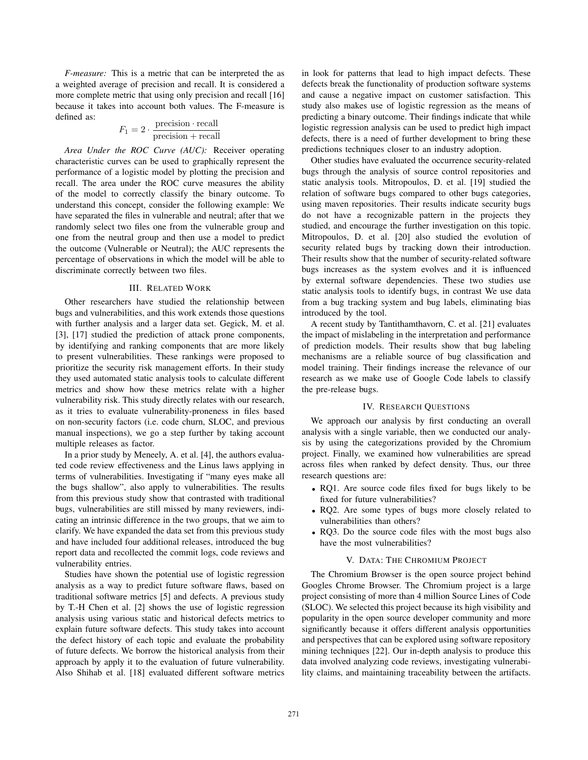*F-measure:* This is a metric that can be interpreted the as a weighted average of precision and recall. It is considered a more complete metric that using only precision and recall [16] because it takes into account both values. The F-measure is defined as:

$$F_1 = 2 \cdot \frac{\text{precision} \cdot \text{recall}}{\text{precision} + \text{recall}}$$

*Area Under the ROC Curve (AUC):* Receiver operating characteristic curves can be used to graphically represent the performance of a logistic model by plotting the precision and recall. The area under the ROC curve measures the ability of the model to correctly classify the binary outcome. To understand this concept, consider the following example: We have separated the files in vulnerable and neutral; after that we randomly select two files one from the vulnerable group and one from the neutral group and then use a model to predict the outcome (Vulnerable or Neutral); the AUC represents the percentage of observations in which the model will be able to discriminate correctly between two files.

## III. Related Work

Other researchers have studied the relationship between bugs and vulnerabilities, and this work extends those questions with further analysis and a larger data set. Gegick, M. et al. [3], [17] studied the prediction of attack prone components, by identifying and ranking components that are more likely to present vulnerabilities. These rankings were proposed to prioritize the security risk management efforts. In their study they used automated static analysis tools to calculate different metrics and show how these metrics relate with a higher vulnerability risk. This study directly relates with our research, as it tries to evaluate vulnerability-proneness in files based on non-security factors (i.e. code churn, SLOC, and previous manual inspections), we go a step further by taking account multiple releases as factor.

In a prior study by Meneely, A. et al. [4], the authors evaluated code review effectiveness and the Linus laws applying in terms of vulnerabilities. Investigating if "many eyes make all the bugs shallow", also apply to vulnerabilities. The results from this previous study show that contrasted with traditional bugs, vulnerabilities are still missed by many reviewers, indicating an intrinsic difference in the two groups, that we aim to clarify. We have expanded the data set from this previous study and have included four additional releases, introduced the bug report data and recollected the commit logs, code reviews and vulnerability entries.

Studies have shown the potential use of logistic regression analysis as a way to predict future software flaws, based on traditional software metrics [5] and defects. A previous study by T.-H Chen et al. [2] shows the use of logistic regression analysis using various static and historical defects metrics to explain future software defects. This study takes into account the defect history of each topic and evaluate the probability of future defects. We borrow the historical analysis from their approach by apply it to the evaluation of future vulnerability. Also Shihab et al. [18] evaluated different software metrics in look for patterns that lead to high impact defects. These defects break the functionality of production software systems and cause a negative impact on customer satisfaction. This study also makes use of logistic regression as the means of predicting a binary outcome. Their findings indicate that while logistic regression analysis can be used to predict high impact defects, there is a need of further development to bring these predictions techniques closer to an industry adoption.

Other studies have evaluated the occurrence security-related bugs through the analysis of source control repositories and static analysis tools. Mitropoulos, D. et al. [19] studied the relation of software bugs compared to other bugs categories, using maven repositories. Their results indicate security bugs do not have a recognizable pattern in the projects they studied, and encourage the further investigation on this topic. Mitropoulos, D. et al. [20] also studied the evolution of security related bugs by tracking down their introduction. Their results show that the number of security-related software bugs increases as the system evolves and it is influenced by external software dependencies. These two studies use static analysis tools to identify bugs, in contrast We use data from a bug tracking system and bug labels, eliminating bias introduced by the tool.

A recent study by Tantithamthavorn, C. et al. [21] evaluates the impact of mislabeling in the interpretation and performance of prediction models. Their results show that bug labeling mechanisms are a reliable source of bug classification and model training. Their findings increase the relevance of our research as we make use of Google Code labels to classify the pre-release bugs.

## IV. Research Questions

We approach our analysis by first conducting an overall analysis with a single variable, then we conducted our analysis by using the categorizations provided by the Chromium project. Finally, we examined how vulnerabilities are spread across files when ranked by defect density. Thus, our three research questions are:

- RQ1. Are source code files fixed for bugs likely to be fixed for future vulnerabilities?
- RQ2. Are some types of bugs more closely related to vulnerabilities than others?
- RQ3. Do the source code files with the most bugs also have the most vulnerabilities?

## V. Data: The Chromium Project

The Chromium Browser is the open source project behind Googles Chrome Browser. The Chromium project is a large project consisting of more than 4 million Source Lines of Code (SLOC). We selected this project because its high visibility and popularity in the open source developer community and more significantly because it offers different analysis opportunities and perspectives that can be explored using software repository mining techniques [22]. Our in-depth analysis to produce this data involved analyzing code reviews, investigating vulnerability claims, and maintaining traceability between the artifacts.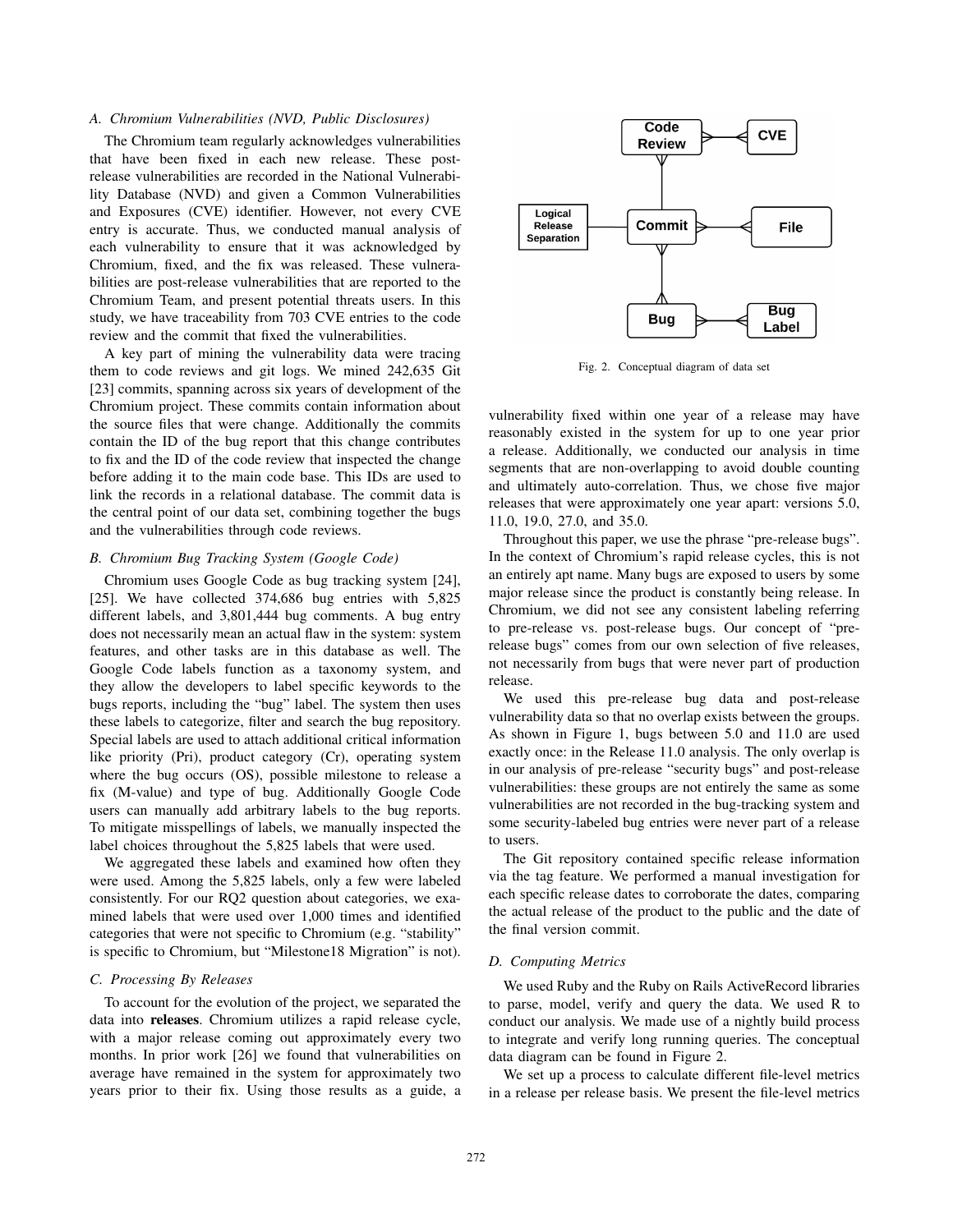### A. Chromium Vulnerabilities (NVD, Public Disclosures)

The Chromium team regularly acknowledges vulnerabilities that have been fixed in each new release. These post-release vulnerabilities are recorded in the National Vulnerability Database (NVD) and given a Common Vulnerabilities and Exposures (CVE) identifier. However, not every CVE entry is accurate. Thus, we conducted manual analysis of each vulnerability to ensure that it was acknowledged by Chromium, fixed, and the fix was released. These vulnerabilities are post-release vulnerabilities that are reported to the Chromium Team, and present potential threats users. In this study, we have traceability from 703 CVE entries to the code review and the commit that fixed the vulnerabilities.

A key part of mining the vulnerability data were tracing them to code reviews and git logs. We mined 242,635 Git [23] commits, spanning across six years of development of the Chromium project. These commits contain information about the source files that were change. Additionally the commits contain the ID of the bug report that this change contributes to fix and the ID of the code review that inspected the change before adding it to the main code base. This IDs are used to link the records in a relational database. The commit data is the central point of our data set, combining together the bugs and the vulnerabilities through code reviews.

### B. Chromium Bug Tracking System (Google Code)

Chromium uses Google Code as bug tracking system [24], [25]. We have collected 374,686 bug entries with 5,825 different labels, and 3,801,444 bug comments. A bug entry does not necessarily mean an actual flaw in the system: system features, and other tasks are in this database as well. The Google Code labels function as a taxonomy system, and they allow the developers to label specific keywords to the bugs reports, including the "bug" label. The system then uses these labels to categorize, filter and search the bug repository. Special labels are used to attach additional critical information like priority (Pri), product category (Cr), operating system where the bug occurs (OS), possible milestone to release a fix (M-value) and type of bug. Additionally Google Code users can manually add arbitrary labels to the bug reports. To mitigate misspellings of labels, we manually inspected the label choices throughout the 5,825 labels that were used.

We aggregated these labels and examined how often they were used. Among the 5,825 labels, only a few were labeled consistently. For our RQ2 question about categories, we examined labels that were used over 1,000 times and identified categories that were not specific to Chromium (e.g. "stability" is specific to Chromium, but "Milestone18 Migration" is not).

### C. Processing By Releases

To account for the evolution of the project, we separated the data into **releases**. Chromium utilizes a rapid release cycle, with a major release coming out approximately every two months. In prior work [26] we found that vulnerabilities on average have remained in the system for approximately two years prior to their fix. Using those results as a guide, a vulnerability fixed within one year of a release may have reasonably existed in the system for up to one year prior a release. Additionally, we conducted our analysis in time segments that are non-overlapping to avoid double counting and ultimately auto-correlation. Thus, we chose five major releases that were approximately one year apart: versions 5.0, 11.0, 19.0, 27.0, and 35.0.

Throughout this paper, we use the phrase "pre-release bugs". In the context of Chromium's rapid release cycles, this is not an entirely apt name. Many bugs are exposed to users by some major release since the product is constantly being release. In Chromium, we did not see any consistent labeling referring to pre-release vs. post-release bugs. Our concept of "pre-release bugs" comes from our own selection of five releases, not necessarily from bugs that were never part of production release.

We used this pre-release bug data and post-release vulnerability data so that no overlap exists between the groups. As shown in Figure 1, bugs between 5.0 and 11.0 are used exactly once: in the Release 11.0 analysis. The only overlap is in our analysis of pre-release "security bugs" and post-release vulnerabilities: these groups are not entirely the same as some vulnerabilities are not recorded in the bug-tracking system and some security-labeled bug entries were never part of a release to users.

The Git repository contained specific release information via the tag feature. We performed a manual investigation for each specific release dates to corroborate the dates, comparing the actual release of the product to the public and the date of the final version commit.

### D. Computing Metrics

We used Ruby and the Ruby on Rails ActiveRecord libraries to parse, model, verify and query the data. We used R to conduct our analysis. We made use of a nightly build process to integrate and verify long running queries. The conceptual data diagram can be found in Figure 2.

Fig. 2. Conceptual diagram of data set

We set up a process to calculate different file-level metrics in a release per release basis. We present the file-level metrics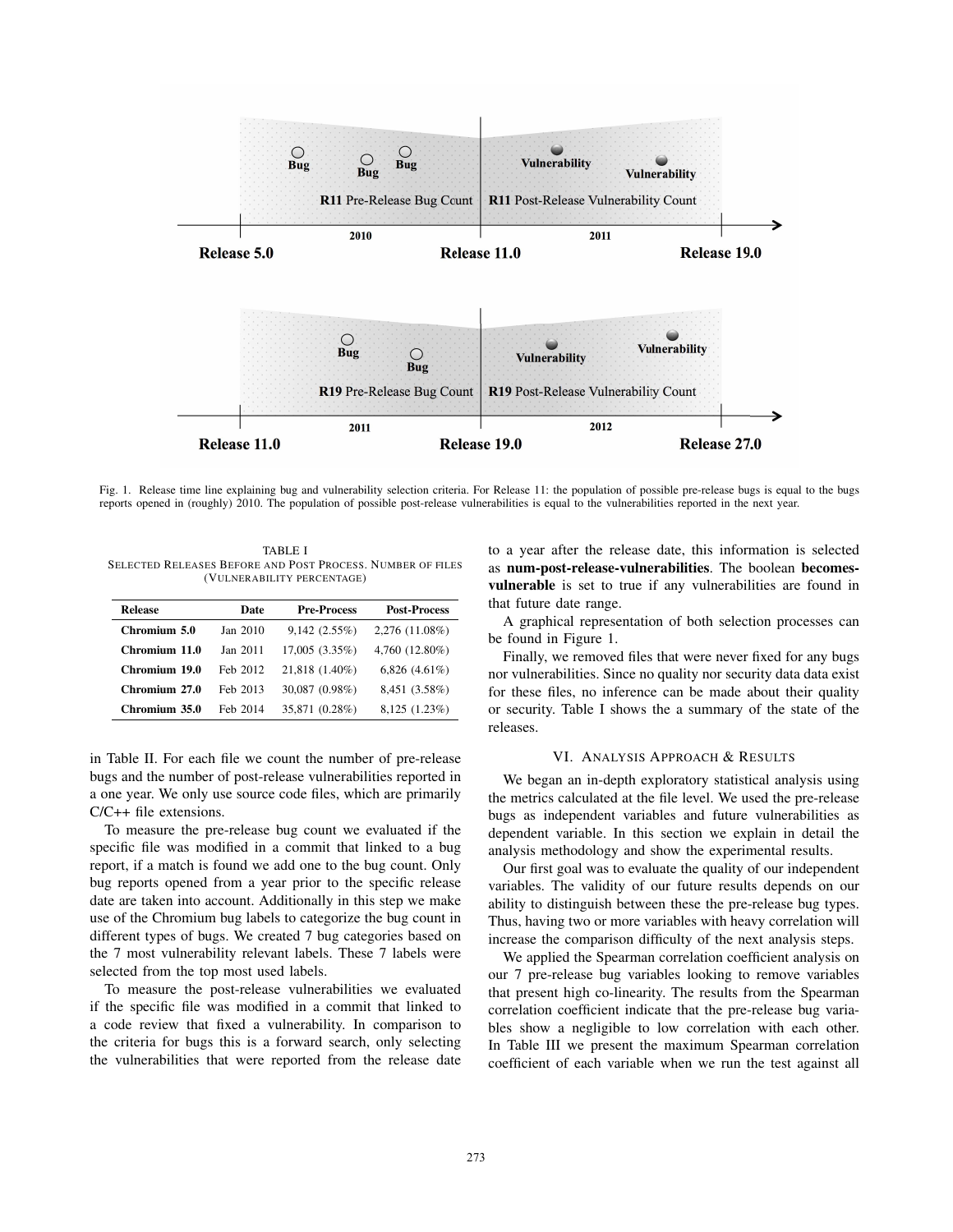Fig. 1. Release time line explaining bug and vulnerability selection criteria. For Release 11: the population of possible pre-release bugs is equal to the bugs reports opened in (roughly) 2010. The population of possible post-release vulnerabilities is equal to the vulnerabilities reported in the next year.

TABLE I
SELECTED RELEASES BEFORE AND POST PROCESS. NUMBER OF FILES (VULNERABILITY PERCENTAGE)

| Release | Date | Pre-Process | Post-Process |
|---|---|---|---|
| **Chromium 5.0** | Jan 2010 | 9,142 (2.55%) | 2,276 (11.08%) |
| **Chromium 11.0** | Jan 2011 | 17,005 (3.35%) | 4,760 (12.80%) |
| **Chromium 19.0** | Feb 2012 | 21,818 (1.40%) | 6,826 (4.61%) |
| **Chromium 27.0** | Feb 2013 | 30,087 (0.98%) | 8,451 (3.58%) |
| **Chromium 35.0** | Feb 2014 | 35,871 (0.28%) | 8,125 (1.23%) |

in Table II. For each file we count the number of pre-release bugs and the number of post-release vulnerabilities reported in a one year. We only use source code files, which are primarily C/C++ file extensions.

To measure the pre-release bug count we evaluated if the specific file was modified in a commit that linked to a bug report, if a match is found we add one to the bug count. Only bug reports opened from a year prior to the specific release date are taken into account. Additionally in this step we make use of the Chromium bug labels to categorize the bug count in different types of bugs. We created 7 bug categories based on the 7 most vulnerability relevant labels. These 7 labels were selected from the top most used labels.

To measure the post-release vulnerabilities we evaluated if the specific file was modified in a commit that linked to a code review that fixed a vulnerability. In comparison to the criteria for bugs this is a forward search, only selecting the vulnerabilities that were reported from the release date to a year after the release date, this information is selected as **num-post-release-vulnerabilities**. The boolean **becomes-vulnerable** is set to true if any vulnerabilities are found in that future date range.

A graphical representation of both selection processes can be found in Figure 1.

Finally, we removed files that were never fixed for any bugs nor vulnerabilities. Since no quality nor security data data exist for these files, no inference can be made about their quality or security. Table I shows the a summary of the state of the releases.

## VI. ANALYSIS APPROACH & RESULTS

We began an in-depth exploratory statistical analysis using the metrics calculated at the file level. We used the pre-release bugs as independent variables and future vulnerabilities as dependent variable. In this section we explain in detail the analysis methodology and show the experimental results.

Our first goal was to evaluate the quality of our independent variables. The validity of our future results depends on our ability to distinguish between these the pre-release bug types. Thus, having two or more variables with heavy correlation will increase the comparison difficulty of the next analysis steps.

We applied the Spearman correlation coefficient analysis on our 7 pre-release bug variables looking to remove variables that present high co-linearity. The results from the Spearman correlation coefficient indicate that the pre-release bug variables show a negligible to low correlation with each other. In Table III we present the maximum Spearman correlation coefficient of each variable when we run the test against all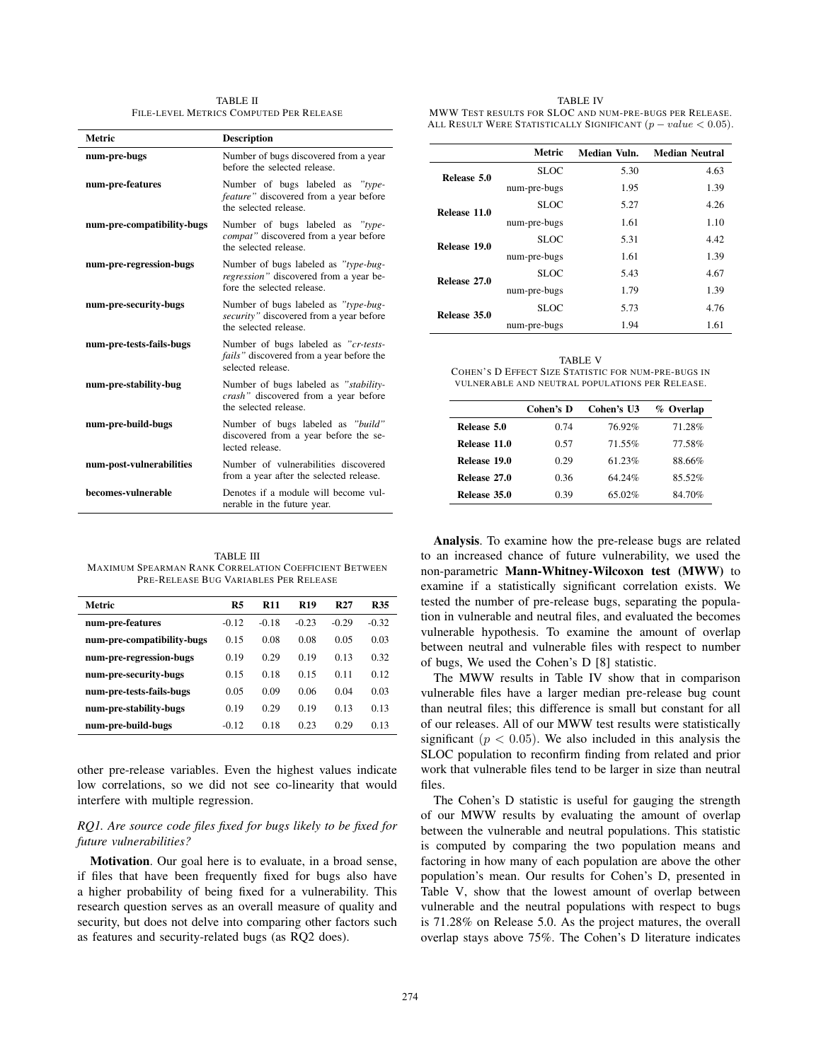TABLE II
FILE-LEVEL METRICS COMPUTED PER RELEASE

| Metric | Description |
| --- | --- |
| **num-pre-bugs** | Number of bugs discovered from a year before the selected release. |
| **num-pre-features** | Number of bugs labeled as *"type-feature"* discovered from a year before the selected release. |
| **num-pre-compatibility-bugs** | Number of bugs labeled as *"type-compat"* discovered from a year before the selected release. |
| **num-pre-regression-bugs** | Number of bugs labeled as *"type-bug-regression"* discovered from a year before the selected release. |
| **num-pre-security-bugs** | Number of bugs labeled as *"type-bug-security"* discovered from a year before the selected release. |
| **num-pre-tests-fails-bugs** | Number of bugs labeled as *"cr-tests-fails"* discovered from a year before the selected release. |
| **num-pre-stability-bug** | Number of bugs labeled as *"stability-crash"* discovered from a year before the selected release. |
| **num-pre-build-bugs** | Number of bugs labeled as *"build"* discovered from a year before the selected release. |
| **num-post-vulnerabilities** | Number of vulnerabilities discovered from a year after the selected release. |
| **becomes-vulnerable** | Denotes if a module will become vulnerable in the future year. |

TABLE III
MAXIMUM SPEARMAN RANK CORRELATION COEFFICIENT BETWEEN PRE-RELEASE BUG VARIABLES PER RELEASE

| Metric | R5 | R11 | R19 | R27 | R35 |
| --- | --- | --- | --- | --- | --- |
| **num-pre-features** | -0.12 | -0.18 | -0.23 | -0.29 | -0.32 |
| **num-pre-compatibility-bugs** | 0.15 | 0.08 | 0.08 | 0.05 | 0.03 |
| **num-pre-regression-bugs** | 0.19 | 0.29 | 0.19 | 0.13 | 0.32 |
| **num-pre-security-bugs** | 0.15 | 0.18 | 0.15 | 0.11 | 0.12 |
| **num-pre-tests-fails-bugs** | 0.05 | 0.09 | 0.06 | 0.04 | 0.03 |
| **num-pre-stability-bugs** | 0.19 | 0.29 | 0.19 | 0.13 | 0.13 |
| **num-pre-build-bugs** | -0.12 | 0.18 | 0.23 | 0.29 | 0.13 |

other pre-release variables. Even the highest values indicate low correlations, so we did not see co-linearity that would interfere with multiple regression.

*RQ1. Are source code files fixed for bugs likely to be fixed for future vulnerabilities?*

**Motivation**. Our goal here is to evaluate, in a broad sense, if files that have been frequently fixed for bugs also have a higher probability of being fixed for a vulnerability. This research question serves as an overall measure of quality and security, but does not delve into comparing other factors such as features and security-related bugs (as RQ2 does).

TABLE IV
MWW TEST RESULTS FOR SLOC AND NUM-PRE-BUGS PER RELEASE. ALL RESULT WERE STATISTICALLY SIGNIFICANT ($p-value < 0.05$).

| | Metric | Median Vuln. | Median Neutral |
| --- | --- | --- | --- |
| **Release 5.0** | SLOC | 5.30 | 4.63 |
| | num-pre-bugs | 1.95 | 1.39 |
| **Release 11.0** | SLOC | 5.27 | 4.26 |
| | num-pre-bugs | 1.61 | 1.10 |
| **Release 19.0** | SLOC | 5.31 | 4.42 |
| | num-pre-bugs | 1.61 | 1.39 |
| **Release 27.0** | SLOC | 5.43 | 4.67 |
| | num-pre-bugs | 1.79 | 1.39 |
| **Release 35.0** | SLOC | 5.73 | 4.76 |
| | num-pre-bugs | 1.94 | 1.61 |

TABLE V
COHEN'S D EFFECT SIZE STATISTIC FOR NUM-PRE-BUGS IN VULNERABLE AND NEUTRAL POPULATIONS PER RELEASE.

| | Cohen's D | Cohen's U3 | % Overlap |
| --- | --- | --- | --- |
| **Release 5.0** | 0.74 | 76.92% | 71.28% |
| **Release 11.0** | 0.57 | 71.55% | 77.58% |
| **Release 19.0** | 0.29 | 61.23% | 88.66% |
| **Release 27.0** | 0.36 | 64.24% | 85.52% |
| **Release 35.0** | 0.39 | 65.02% | 84.70% |

**Analysis**. To examine how the pre-release bugs are related to an increased chance of future vulnerability, we used the non-parametric **Mann-Whitney-Wilcoxon test (MWW)** to examine if a statistically significant correlation exists. We tested the number of pre-release bugs, separating the population in vulnerable and neutral files, and evaluated the becomes vulnerable hypothesis. To examine the amount of overlap between neutral and vulnerable files with respect to number of bugs, We used the Cohen's D [8] statistic.

The MWW results in Table IV show that in comparison vulnerable files have a larger median pre-release bug count than neutral files; this difference is small but constant for all of our releases. All of our MWW test results were statistically significant ($p < 0.05$). We also included in this analysis the SLOC population to reconfirm finding from related and prior work that vulnerable files tend to be larger in size than neutral files.

The Cohen's D statistic is useful for gauging the strength of our MWW results by evaluating the amount of overlap between the vulnerable and neutral populations. This statistic is computed by comparing the two population means and factoring in how many of each population are above the other population's mean. Our results for Cohen's D, presented in Table V, show that the lowest amount of overlap between vulnerable and the neutral populations with respect to bugs is 71.28% on Release 5.0. As the project matures, the overall overlap stays above 75%. The Cohen's D literature indicates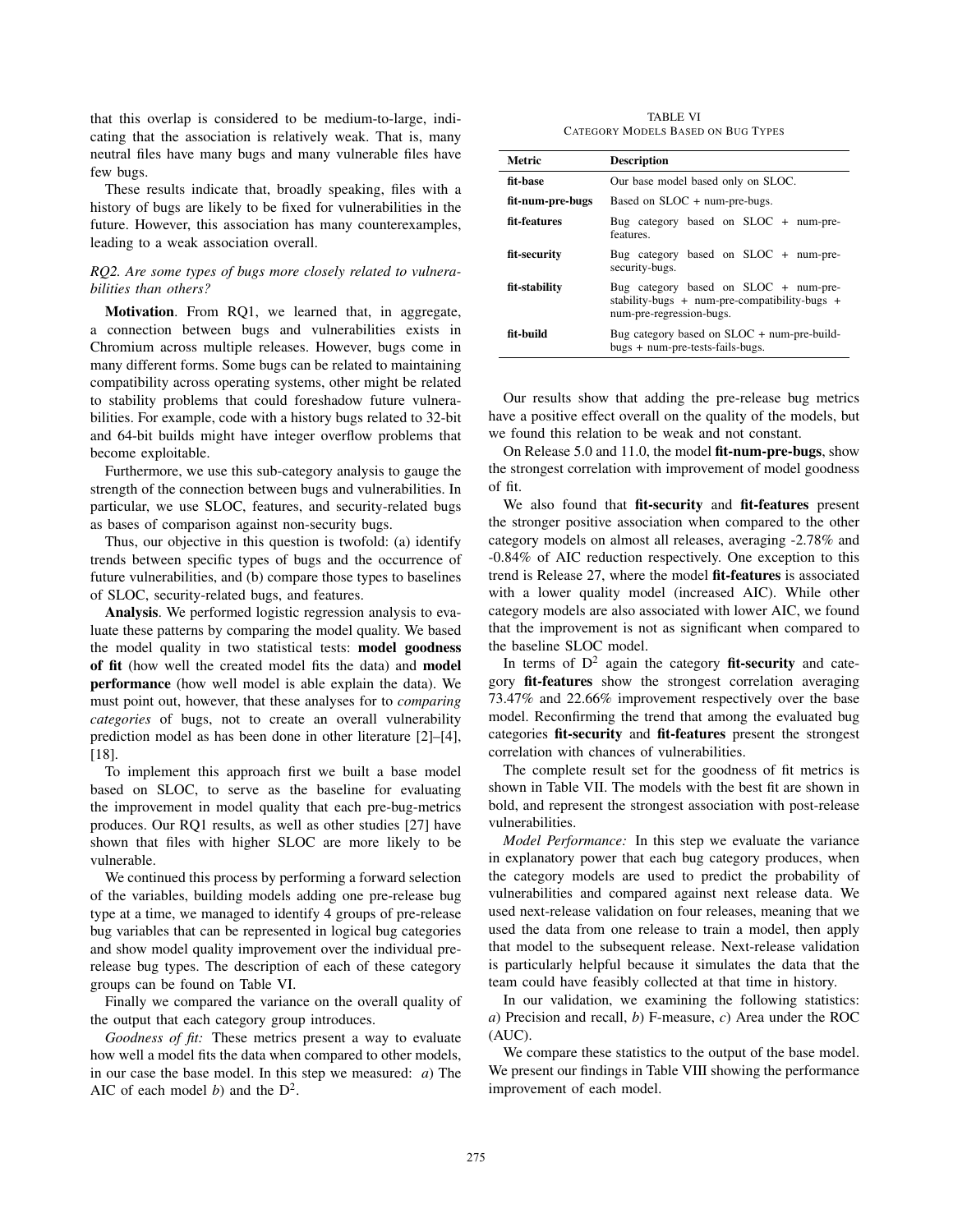that this overlap is considered to be medium-to-large, indicating that the association is relatively weak. That is, many neutral files have many bugs and many vulnerable files have few bugs.

These results indicate that, broadly speaking, files with a history of bugs are likely to be fixed for vulnerabilities in the future. However, this association has many counterexamples, leading to a weak association overall.

*RQ2. Are some types of bugs more closely related to vulnerabilities than others?*

**Motivation**. From RQ1, we learned that, in aggregate, a connection between bugs and vulnerabilities exists in Chromium across multiple releases. However, bugs come in many different forms. Some bugs can be related to maintaining compatibility across operating systems, other might be related to stability problems that could foreshadow future vulnerabilities. For example, code with a history bugs related to 32-bit and 64-bit builds might have integer overflow problems that become exploitable.

Furthermore, we use this sub-category analysis to gauge the strength of the connection between bugs and vulnerabilities. In particular, we use SLOC, features, and security-related bugs as bases of comparison against non-security bugs.

Thus, our objective in this question is twofold: (a) identify trends between specific types of bugs and the occurrence of future vulnerabilities, and (b) compare those types to baselines of SLOC, security-related bugs, and features.

**Analysis**. We performed logistic regression analysis to evaluate these patterns by comparing the model quality. We based the model quality in two statistical tests: **model goodness of fit** (how well the created model fits the data) and **model performance** (how well model is able explain the data). We must point out, however, that these analyses for to *comparing categories* of bugs, not to create an overall vulnerability prediction model as has been done in other literature [2]–[4], [18].

To implement this approach first we built a base model based on SLOC, to serve as the baseline for evaluating the improvement in model quality that each pre-bug-metrics produces. Our RQ1 results, as well as other studies [27] have shown that files with higher SLOC are more likely to be vulnerable.

We continued this process by performing a forward selection of the variables, building models adding one pre-release bug type at a time, we managed to identify 4 groups of pre-release bug variables that can be represented in logical bug categories and show model quality improvement over the individual pre-release bug types. The description of each of these category groups can be found on Table VI.

Finally we compared the variance on the overall quality of the output that each category group introduces.

*Goodness of fit:* These metrics present a way to evaluate how well a model fits the data when compared to other models, in our case the base model. In this step we measured: *a*) The AIC of each model *b*) and the $D^2$.

TABLE VI
CATEGORY MODELS BASED ON BUG TYPES

| Metric | Description |
|---|---|
| **fit-base** | Our base model based only on SLOC. |
| **fit-num-pre-bugs** | Based on SLOC + num-pre-bugs. |
| **fit-features** | Bug category based on SLOC + num-pre-features. |
| **fit-security** | Bug category based on SLOC + num-pre-security-bugs. |
| **fit-stability** | Bug category based on SLOC + num-pre-stability-bugs + num-pre-compatibility-bugs + num-pre-regression-bugs. |
| **fit-build** | Bug category based on SLOC + num-pre-build-bugs + num-pre-tests-fails-bugs. |

Our results show that adding the pre-release bug metrics have a positive effect overall on the quality of the models, but we found this relation to be weak and not constant.

On Release 5.0 and 11.0, the model **fit-num-pre-bugs**, show the strongest correlation with improvement of model goodness of fit.

We also found that **fit-security** and **fit-features** present the stronger positive association when compared to the other category models on almost all releases, averaging -2.78% and -0.84% of AIC reduction respectively. One exception to this trend is Release 27, where the model **fit-features** is associated with a lower quality model (increased AIC). While other category models are also associated with lower AIC, we found that the improvement is not as significant when compared to the baseline SLOC model.

In terms of $D^2$ again the category **fit-security** and category **fit-features** show the strongest correlation averaging 73.47% and 22.66% improvement respectively over the base model. Reconfirming the trend that among the evaluated bug categories **fit-security** and **fit-features** present the strongest correlation with chances of vulnerabilities.

The complete result set for the goodness of fit metrics is shown in Table VII. The models with the best fit are shown in bold, and represent the strongest association with post-release vulnerabilities.

*Model Performance:* In this step we evaluate the variance in explanatory power that each bug category produces, when the category models are used to predict the probability of vulnerabilities and compared against next release data. We used next-release validation on four releases, meaning that we used the data from one release to train a model, then apply that model to the subsequent release. Next-release validation is particularly helpful because it simulates the data that the team could have feasibly collected at that time in history.

In our validation, we examining the following statistics: *a*) Precision and recall, *b*) F-measure, *c*) Area under the ROC (AUC).

We compare these statistics to the output of the base model. We present our findings in Table VIII showing the performance improvement of each model.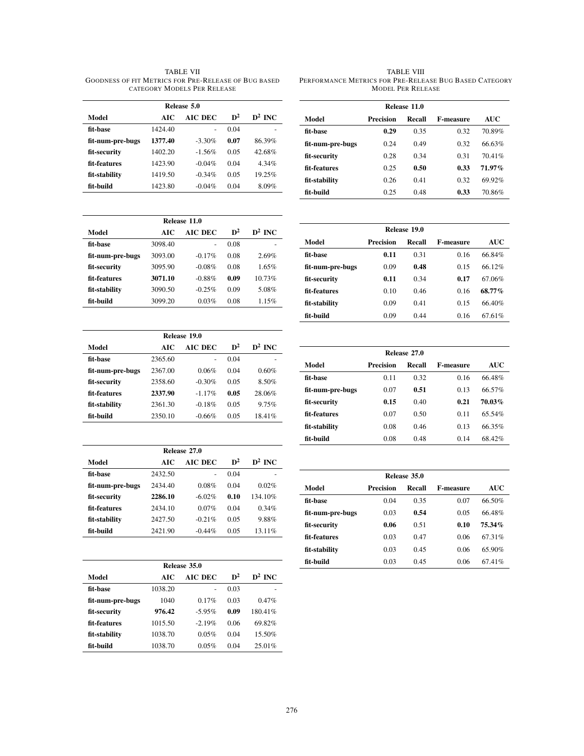TABLE VII
GOODNESS OF FIT METRICS FOR PRE-RELEASE OF BUG BASED CATEGORY MODELS PER RELEASE

| Release 5.0 | | | | |
|---|---|---|---|---|
| **Model** | **AIC** | **AIC DEC** | **$D^2$** | **$D^2$ INC** |
| **fit-base** | 1424.40 | - | 0.04 | - |
| **fit-num-pre-bugs** | **1377.40** | -3.30% | **0.07** | 86.39% |
| **fit-security** | 1402.20 | -1.56% | 0.05 | 42.68% |
| **fit-features** | 1423.90 | -0.04% | 0.04 | 4.34% |
| **fit-stability** | 1419.50 | -0.34% | 0.05 | 19.25% |
| **fit-build** | 1423.80 | -0.04% | 0.04 | 8.09% |

| Release 11.0 | | | | |
|---|---|---|---|---|
| **Model** | **AIC** | **AIC DEC** | **$D^2$** | **$D^2$ INC** |
| **fit-base** | 3098.40 | - | 0.08 | - |
| **fit-num-pre-bugs** | 3093.00 | -0.17% | 0.08 | 2.69% |
| **fit-security** | 3095.90 | -0.08% | 0.08 | 1.65% |
| **fit-features** | **3071.10** | -0.88% | **0.09** | 10.73% |
| **fit-stability** | 3090.50 | -0.25% | 0.09 | 5.08% |
| **fit-build** | 3099.20 | 0.03% | 0.08 | 1.15% |

| Release 19.0 | | | | |
|---|---|---|---|---|
| **Model** | **AIC** | **AIC DEC** | **$D^2$** | **$D^2$ INC** |
| **fit-base** | 2365.60 | - | 0.04 | - |
| **fit-num-pre-bugs** | 2367.00 | 0.06% | 0.04 | 0.60% |
| **fit-security** | 2358.60 | -0.30% | 0.05 | 8.50% |
| **fit-features** | **2337.90** | -1.17% | **0.05** | 28.06% |
| **fit-stability** | 2361.30 | -0.18% | 0.05 | 9.75% |
| **fit-build** | 2350.10 | -0.66% | 0.05 | 18.41% |

| Release 27.0 | | | | |
|---|---|---|---|---|
| **Model** | **AIC** | **AIC DEC** | **$D^2$** | **$D^2$ INC** |
| **fit-base** | 2432.50 | - | 0.04 | - |
| **fit-num-pre-bugs** | 2434.40 | 0.08% | 0.04 | 0.02% |
| **fit-security** | **2286.10** | -6.02% | **0.10** | 134.10% |
| **fit-features** | 2434.10 | 0.07% | 0.04 | 0.34% |
| **fit-stability** | 2427.50 | -0.21% | 0.05 | 9.88% |
| **fit-build** | 2421.90 | -0.44% | 0.05 | 13.11% |

| Release 35.0 | | | | |
|---|---|---|---|---|
| **Model** | **AIC** | **AIC DEC** | **$D^2$** | **$D^2$ INC** |
| **fit-base** | 1038.20 | - | 0.03 | - |
| **fit-num-pre-bugs** | 1040 | 0.17% | 0.03 | 0.47% |
| **fit-security** | **976.42** | -5.95% | **0.09** | 180.41% |
| **fit-features** | 1015.50 | -2.19% | 0.06 | 69.82% |
| **fit-stability** | 1038.70 | 0.05% | 0.04 | 15.50% |
| **fit-build** | 1038.70 | 0.05% | 0.04 | 25.01% |

TABLE VIII
PERFORMANCE METRICS FOR PRE-RELEASE BUG BASED CATEGORY MODEL PER RELEASE

| Release 11.0 | | | | |
|---|---|---|---|---|
| **Model** | **Precision** | **Recall** | **F-measure** | **AUC** |
| **fit-base** | **0.29** | 0.35 | 0.32 | 70.89% |
| **fit-num-pre-bugs** | 0.24 | 0.49 | 0.32 | 66.63% |
| **fit-security** | 0.28 | 0.34 | 0.31 | 70.41% |
| **fit-features** | 0.25 | **0.50** | **0.33** | **71.97%** |
| **fit-stability** | 0.26 | 0.41 | 0.32 | 69.92% |
| **fit-build** | 0.25 | 0.48 | **0.33** | 70.86% |

| Release 19.0 | | | | |
|---|---|---|---|---|
| **Model** | **Precision** | **Recall** | **F-measure** | **AUC** |
| **fit-base** | **0.11** | 0.31 | 0.16 | 66.84% |
| **fit-num-pre-bugs** | 0.09 | **0.48** | 0.15 | 66.12% |
| **fit-security** | **0.11** | 0.34 | **0.17** | 67.06% |
| **fit-features** | 0.10 | 0.46 | 0.16 | **68.77%** |
| **fit-stability** | 0.09 | 0.41 | 0.15 | 66.40% |
| **fit-build** | 0.09 | 0.44 | 0.16 | 67.61% |

| Release 27.0 | | | | |
|---|---|---|---|---|
| **Model** | **Precision** | **Recall** | **F-measure** | **AUC** |
| **fit-base** | 0.11 | 0.32 | 0.16 | 66.48% |
| **fit-num-pre-bugs** | 0.07 | **0.51** | 0.13 | 66.57% |
| **fit-security** | **0.15** | 0.40 | **0.21** | **70.03%** |
| **fit-features** | 0.07 | 0.50 | 0.11 | 65.54% |
| **fit-stability** | 0.08 | 0.46 | 0.13 | 66.35% |
| **fit-build** | 0.08 | 0.48 | 0.14 | 68.42% |

| Release 35.0 | | | | |
|---|---|---|---|---|
| **Model** | **Precision** | **Recall** | **F-measure** | **AUC** |
| **fit-base** | 0.04 | 0.35 | 0.07 | 66.50% |
| **fit-num-pre-bugs** | 0.03 | **0.54** | 0.05 | 66.48% |
| **fit-security** | **0.06** | 0.51 | **0.10** | **75.34%** |
| **fit-features** | 0.03 | 0.47 | 0.06 | 67.31% |
| **fit-stability** | 0.03 | 0.45 | 0.06 | 65.90% |
| **fit-build** | 0.03 | 0.45 | 0.06 | 67.41% |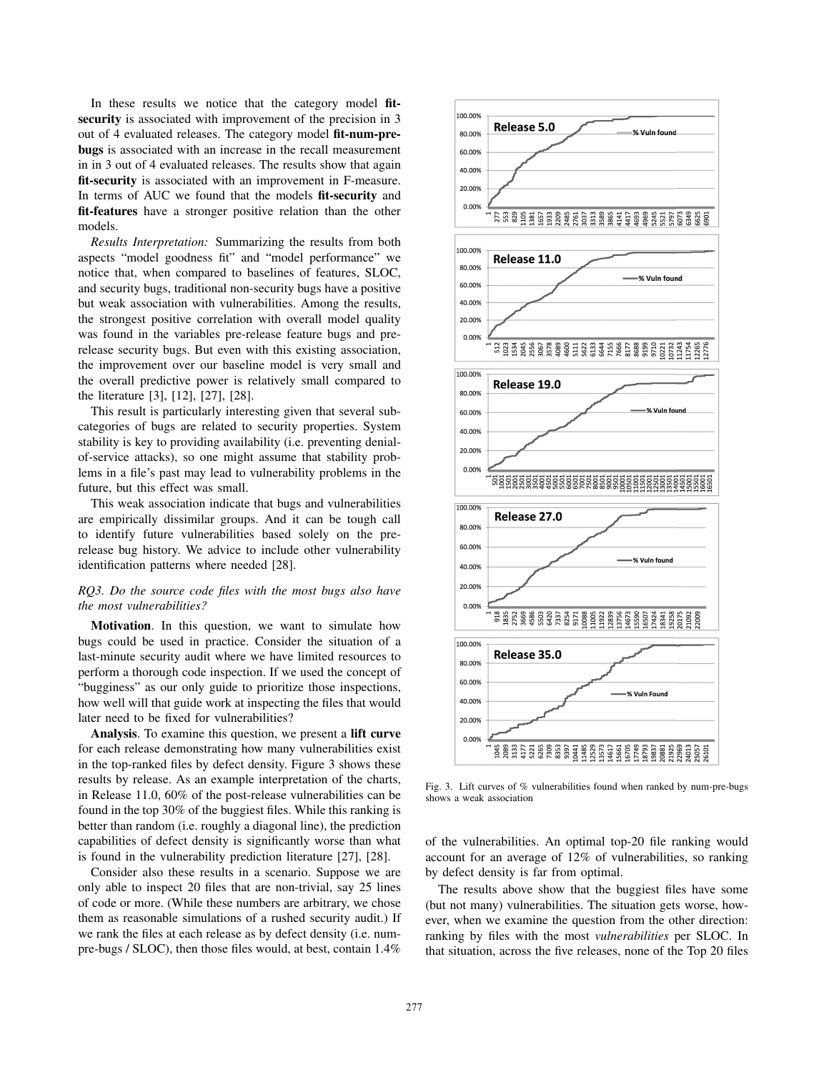In these results we notice that the category model **fit-security** is associated with improvement of the precision in 3 out of 4 evaluated releases. The category model **fit-num-pre-bugs** is associated with an increase in the recall measurement in in 3 out of 4 evaluated releases. The results show that again **fit-security** is associated with an improvement in F-measure. In terms of AUC we found that the models **fit-security** and **fit-features** have a stronger positive relation than the other models.

*Results Interpretation:* Summarizing the results from both aspects "model goodness fit" and "model performance" we notice that, when compared to baselines of features, SLOC, and security bugs, traditional non-security bugs have a positive but weak association with vulnerabilities. Among the results, the strongest positive correlation with overall model quality was found in the variables pre-release feature bugs and pre-release security bugs. But even with this existing association, the improvement over our baseline model is very small and the overall predictive power is relatively small compared to the literature [3], [12], [27], [28].

This result is particularly interesting given that several sub-categories of bugs are related to security properties. System stability is key to providing availability (i.e. preventing denial-of-service attacks), so one might assume that stability problems in a file's past may lead to vulnerability problems in the future, but this effect was small.

This weak association indicate that bugs and vulnerabilities are empirically dissimilar groups. And it can be tough call to identify future vulnerabilities based solely on the pre-release bug history. We advice to include other vulnerability identification patterns where needed [28].

*RQ3. Do the source code files with the most bugs also have the most vulnerabilities?*

**Motivation**. In this question, we want to simulate how bugs could be used in practice. Consider the situation of a last-minute security audit where we have limited resources to perform a thorough code inspection. If we used the concept of "bugginess" as our only guide to prioritize those inspections, how well will that guide work at inspecting the files that would later need to be fixed for vulnerabilities?

**Analysis**. To examine this question, we present a **lift curve** for each release demonstrating how many vulnerabilities exist in the top-ranked files by defect density. Figure 3 shows these results by release. As an example interpretation of the charts, in Release 11.0, 60% of the post-release vulnerabilities can be found in the top 30% of the buggiest files. While this ranking is better than random (i.e. roughly a diagonal line), the prediction capabilities of defect density is significantly worse than what is found in the vulnerability prediction literature [27], [28].

Consider also these results in a scenario. Suppose we are only able to inspect 20 files that are non-trivial, say 25 lines of code or more. (While these numbers are arbitrary, we chose them as reasonable simulations of a rushed security audit.) If we rank the files at each release as by defect density (i.e. num-pre-bugs / SLOC), then those files would, at best, contain 1.4% of the vulnerabilities. An optimal top-20 file ranking would account for an average of 12% of vulnerabilities, so ranking by defect density is far from optimal.

Fig. 3. Lift curves of % vulnerabilities found when ranked by num-pre-bugs shows a weak association

The results above show that the buggiest files have some (but not many) vulnerabilities. The situation gets worse, however, when we examine the question from the other direction: ranking by files with the most *vulnerabilities* per SLOC. In that situation, across the five releases, none of the Top 20 files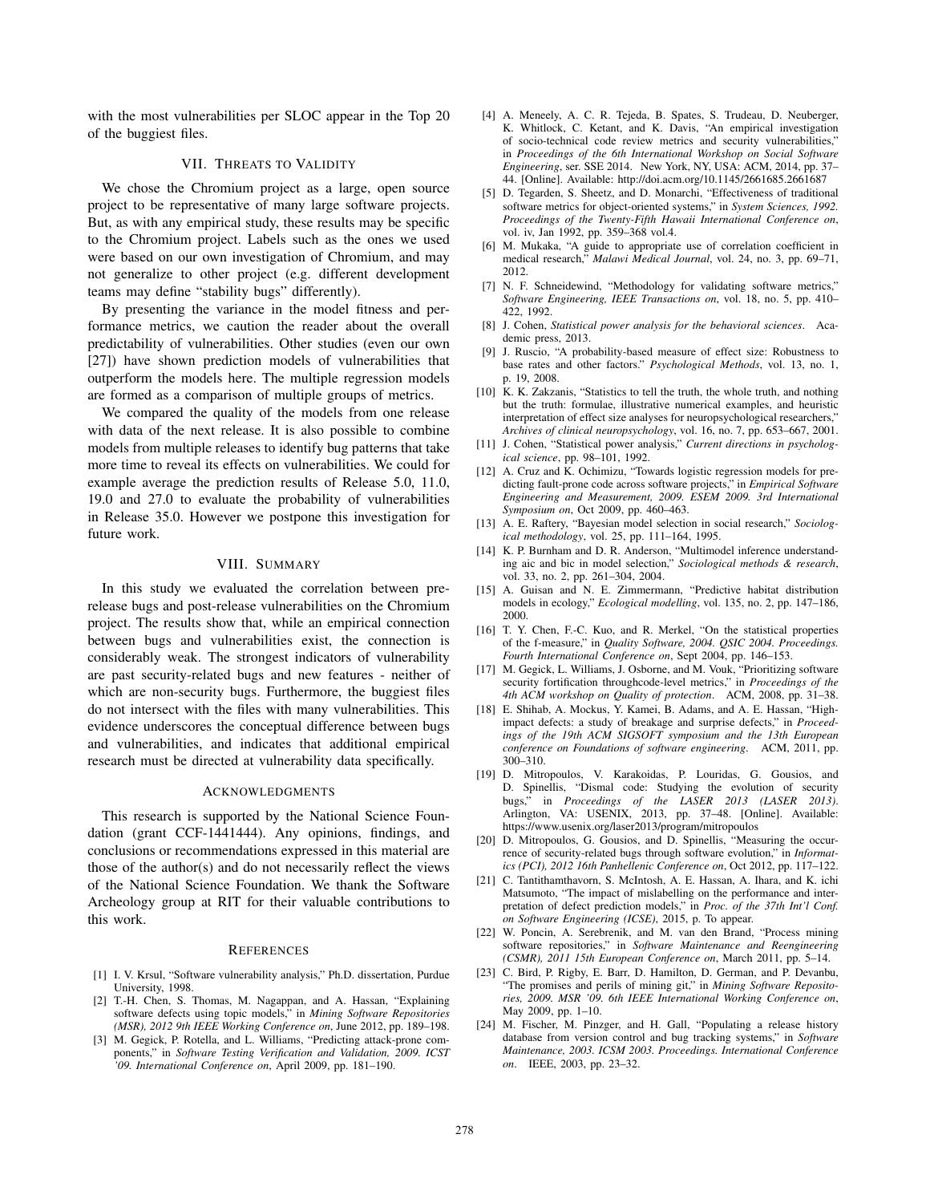with the most vulnerabilities per SLOC appear in the Top 20 of the buggiest files.

## VII. Threats to Validity

We chose the Chromium project as a large, open source project to be representative of many large software projects. But, as with any empirical study, these results may be specific to the Chromium project. Labels such as the ones we used were based on our own investigation of Chromium, and may not generalize to other project (e.g. different development teams may define "stability bugs" differently).

By presenting the variance in the model fitness and performance metrics, we caution the reader about the overall predictability of vulnerabilities. Other studies (even our own [27]) have shown prediction models of vulnerabilities that outperform the models here. The multiple regression models are formed as a comparison of multiple groups of metrics.

We compared the quality of the models from one release with data of the next release. It is also possible to combine models from multiple releases to identify bug patterns that take more time to reveal its effects on vulnerabilities. We could for example average the prediction results of Release 5.0, 11.0, 19.0 and 27.0 to evaluate the probability of vulnerabilities in Release 35.0. However we postpone this investigation for future work.

## VIII. Summary

In this study we evaluated the correlation between pre-release bugs and post-release vulnerabilities on the Chromium project. The results show that, while an empirical connection between bugs and vulnerabilities exist, the connection is considerably weak. The strongest indicators of vulnerability are past security-related bugs and new features - neither of which are non-security bugs. Furthermore, the buggiest files do not intersect with the files with many vulnerabilities. This evidence underscores the conceptual difference between bugs and vulnerabilities, and indicates that additional empirical research must be directed at vulnerability data specifically.

## Acknowledgments

This research is supported by the National Science Foundation (grant CCF-1441444). Any opinions, findings, and conclusions or recommendations expressed in this material are those of the author(s) and do not necessarily reflect the views of the National Science Foundation. We thank the Software Archeology group at RIT for their valuable contributions to this work.

## References

[1] I. V. Krsul, "Software vulnerability analysis," Ph.D. dissertation, Purdue University, 1998.

[2] T.-H. Chen, S. Thomas, M. Nagappan, and A. Hassan, "Explaining software defects using topic models," in *Mining Software Repositories (MSR), 2012 9th IEEE Working Conference on*, June 2012, pp. 189–198.

[3] M. Gegick, P. Rotella, and L. Williams, "Predicting attack-prone components," in *Software Testing Verification and Validation, 2009. ICST '09. International Conference on*, April 2009, pp. 181–190.

[4] A. Meneely, A. C. R. Tejeda, B. Spates, S. Trudeau, D. Neuberger, K. Whitlock, C. Ketant, and K. Davis, "An empirical investigation of socio-technical code review metrics and security vulnerabilities," in *Proceedings of the 6th International Workshop on Social Software Engineering*, ser. SSE 2014. New York, NY, USA: ACM, 2014, pp. 37–44. [Online]. Available: http://doi.acm.org/10.1145/2661685.2661687

[5] D. Tegarden, S. Sheetz, and D. Monarchi, "Effectiveness of traditional software metrics for object-oriented systems," in *System Sciences, 1992. Proceedings of the Twenty-Fifth Hawaii International Conference on*, vol. iv, Jan 1992, pp. 359–368 vol.4.

[6] M. Mukaka, "A guide to appropriate use of correlation coefficient in medical research," *Malawi Medical Journal*, vol. 24, no. 3, pp. 69–71, 2012.

[7] N. F. Schneidewind, "Methodology for validating software metrics," *Software Engineering, IEEE Transactions on*, vol. 18, no. 5, pp. 410–422, 1992.

[8] J. Cohen, *Statistical power analysis for the behavioral sciences*. Academic press, 2013.

[9] J. Ruscio, "A probability-based measure of effect size: Robustness to base rates and other factors." *Psychological Methods*, vol. 13, no. 1, p. 19, 2008.

[10] K. K. Zakzanis, "Statistics to tell the truth, the whole truth, and nothing but the truth: formulae, illustrative numerical examples, and heuristic interpretation of effect size analyses for neuropsychological researchers," *Archives of clinical neuropsychology*, vol. 16, no. 7, pp. 653–667, 2001.

[11] J. Cohen, "Statistical power analysis," *Current directions in psychological science*, pp. 98–101, 1992.

[12] A. Cruz and K. Ochimizu, "Towards logistic regression models for predicting fault-prone code across software projects," in *Empirical Software Engineering and Measurement, 2009. ESEM 2009. 3rd International Symposium on*, Oct 2009, pp. 460–463.

[13] A. E. Raftery, "Bayesian model selection in social research," *Sociological methodology*, vol. 25, pp. 111–164, 1995.

[14] K. P. Burnham and D. R. Anderson, "Multimodel inference understanding aic and bic in model selection," *Sociological methods & research*, vol. 33, no. 2, pp. 261–304, 2004.

[15] A. Guisan and N. E. Zimmermann, "Predictive habitat distribution models in ecology," *Ecological modelling*, vol. 135, no. 2, pp. 147–186, 2000.

[16] T. Y. Chen, F.-C. Kuo, and R. Merkel, "On the statistical properties of the f-measure," in *Quality Software, 2004. QSIC 2004. Proceedings. Fourth International Conference on*, Sept 2004, pp. 146–153.

[17] M. Gegick, L. Williams, J. Osborne, and M. Vouk, "Prioritizing software security fortification throughcode-level metrics," in *Proceedings of the 4th ACM workshop on Quality of protection*. ACM, 2008, pp. 31–38.

[18] E. Shihab, A. Mockus, Y. Kamei, B. Adams, and A. E. Hassan, "High-impact defects: a study of breakage and surprise defects," in *Proceedings of the 19th ACM SIGSOFT symposium and the 13th European conference on Foundations of software engineering*. ACM, 2011, pp. 300–310.

[19] D. Mitropoulos, V. Karakoidas, P. Louridas, G. Gousios, and D. Spinellis, "Dismal code: Studying the evolution of security bugs," in *Proceedings of the LASER 2013 (LASER 2013)*. Arlington, VA: USENIX, 2013, pp. 37–48. [Online]. Available: https://www.usenix.org/laser2013/program/mitropoulos

[20] D. Mitropoulos, G. Gousios, and D. Spinellis, "Measuring the occurrence of security-related bugs through software evolution," in *Informatics (PCI), 2012 16th Panhellenic Conference on*, Oct 2012, pp. 117–122.

[21] C. Tantithamthavorn, S. McIntosh, A. E. Hassan, A. Ihara, and K. ichi Matsumoto, "The impact of mislabelling on the performance and interpretation of defect prediction models," in *Proc. of the 37th Int'l Conf. on Software Engineering (ICSE)*, 2015, p. To appear.

[22] W. Poncin, A. Serebrenik, and M. van den Brand, "Process mining software repositories," in *Software Maintenance and Reengineering (CSMR), 2011 15th European Conference on*, March 2011, pp. 5–14.

[23] C. Bird, P. Rigby, E. Barr, D. Hamilton, D. German, and P. Devanbu, "The promises and perils of mining git," in *Mining Software Repositories, 2009. MSR '09. 6th IEEE International Working Conference on*, May 2009, pp. 1–10.

[24] M. Fischer, M. Pinzger, and H. Gall, "Populating a release history database from version control and bug tracking systems," in *Software Maintenance, 2003. ICSM 2003. Proceedings. International Conference on*. IEEE, 2003, pp. 23–32.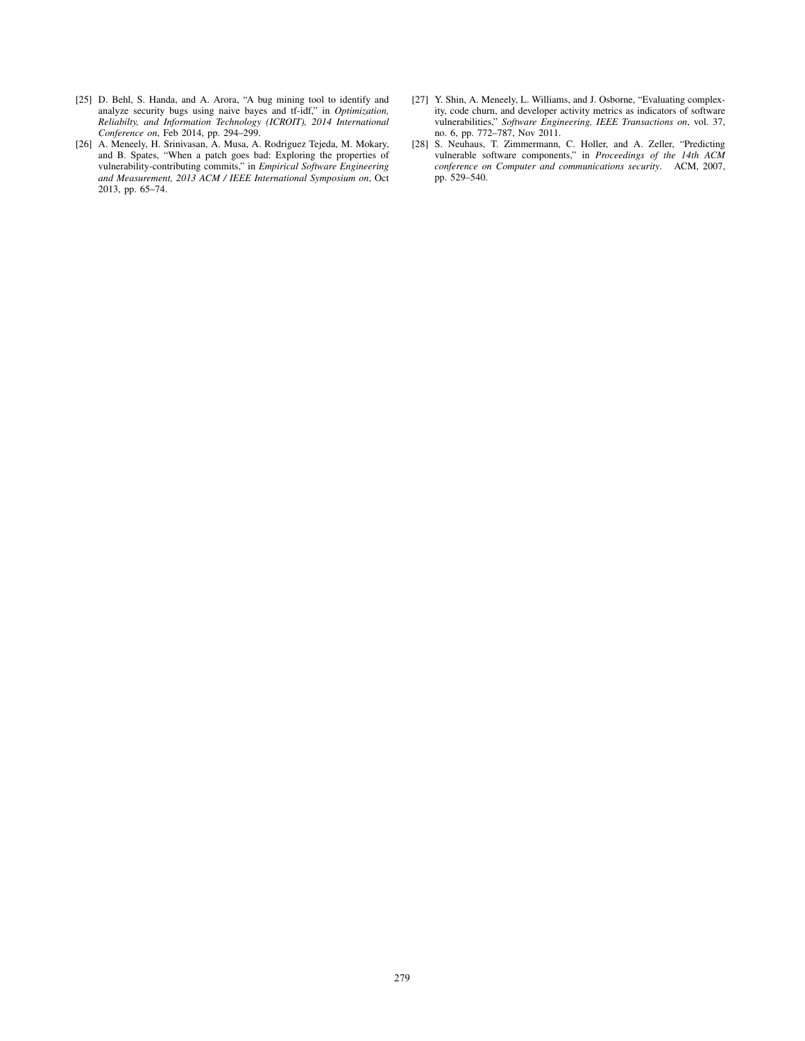[25] D. Behl, S. Handa, and A. Arora, "A bug mining tool to identify and analyze security bugs using naive bayes and tf-idf," in *Optimization, Reliabilty, and Information Technology (ICROIT), 2014 International Conference on*, Feb 2014, pp. 294–299.

[26] A. Meneely, H. Srinivasan, A. Musa, A. Rodriguez Tejeda, M. Mokary, and B. Spates, "When a patch goes bad: Exploring the properties of vulnerability-contributing commits," in *Empirical Software Engineering and Measurement, 2013 ACM / IEEE International Symposium on*, Oct 2013, pp. 65–74.

[27] Y. Shin, A. Meneely, L. Williams, and J. Osborne, "Evaluating complexity, code churn, and developer activity metrics as indicators of software vulnerabilities," *Software Engineering, IEEE Transactions on*, vol. 37, no. 6, pp. 772–787, Nov 2011.

[28] S. Neuhaus, T. Zimmermann, C. Holler, and A. Zeller, "Predicting vulnerable software components," in *Proceedings of the 14th ACM conference on Computer and communications security*. ACM, 2007, pp. 529–540.